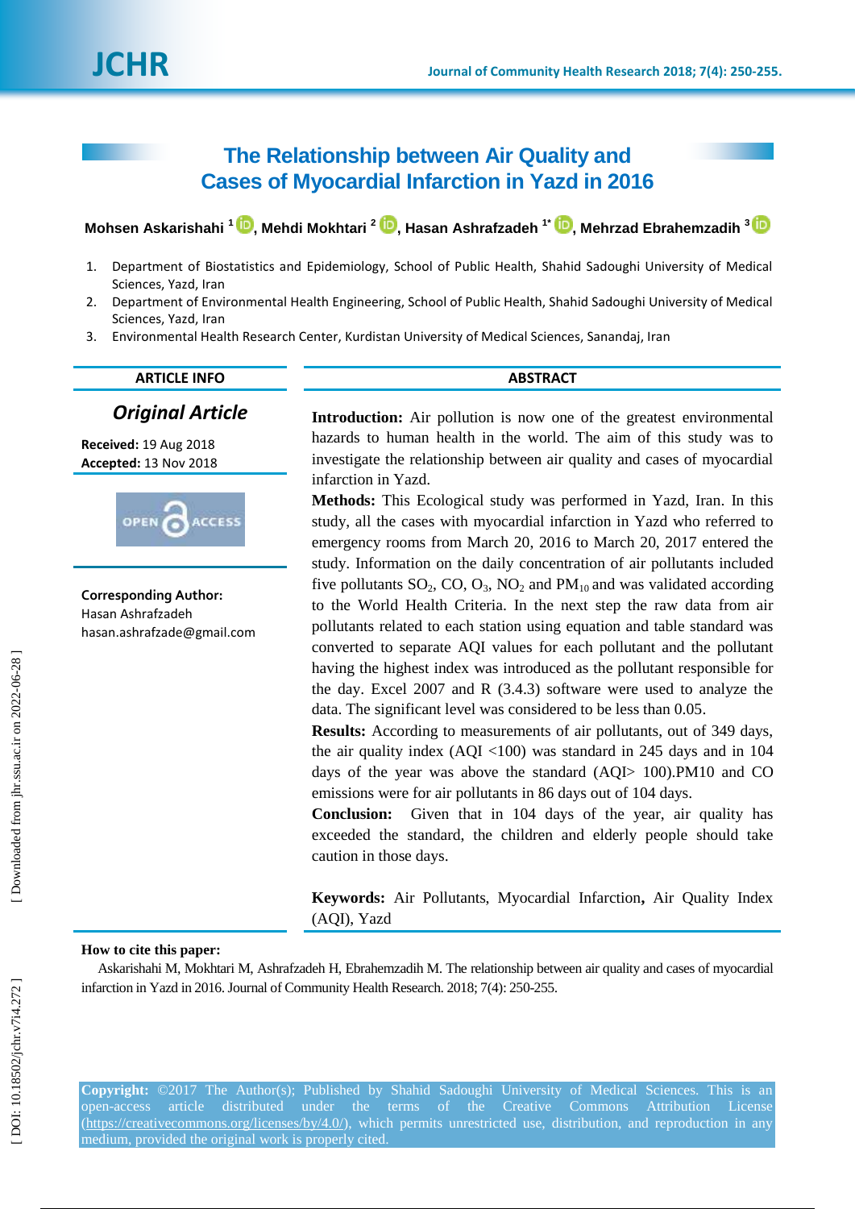# The Relationship between Air Quality and Cases of Myocardial Infarction in Yazd in 2016

**Mohsen Askarishahi** [1], **Mehdi Mokhtari** [2], **Hasan Ashrafzadeh** [1*], **Mehrzad Ebrahemzadih** [3]

1. Department of Biostatistics and Epidemiology, School of Public Health, Shahid Sadoughi University of Medical Sciences, Yazd, Iran
2. Department of Environmental Health Engineering, School of Public Health, Shahid Sadoughi University of Medical Sciences, Yazd, Iran
3. Environmental Health Research Center, Kurdistan University of Medical Sciences, Sanandaj, Iran

## ARTICLE INFO

***Original Article***

**Received:** 19 Aug 2018
**Accepted:** 13 Nov 2018

OPEN ACCESS

**Corresponding Author:**
Hasan Ashrafzadeh
hasan.ashrafzade@gmail.com

## ABSTRACT

**Introduction:** Air pollution is now one of the greatest environmental hazards to human health in the world. The aim of this study was to investigate the relationship between air quality and cases of myocardial infarction in Yazd.

**Methods:** This Ecological study was performed in Yazd, Iran. In this study, all the cases with myocardial infarction in Yazd who referred to emergency rooms from March 20, 2016 to March 20, 2017 entered the study. Information on the daily concentration of air pollutants included five pollutants $SO_2$, CO, $O_3$, $NO_2$ and $PM_{10}$ and was validated according to the World Health Criteria. In the next step the raw data from air pollutants related to each station using equation and table standard was converted to separate AQI values for each pollutant and the pollutant having the highest index was introduced as the pollutant responsible for the day. Excel 2007 and R (3.4.3) software were used to analyze the data. The significant level was considered to be less than 0.05.

**Results:** According to measurements of air pollutants, out of 349 days, the air quality index (AQI <100) was standard in 245 days and in 104 days of the year was above the standard (AQI> 100).PM10 and CO emissions were for air pollutants in 86 days out of 104 days.

**Conclusion:** Given that in 104 days of the year, air quality has exceeded the standard, the children and elderly people should take caution in those days.

**Keywords:** Air Pollutants, Myocardial Infarction**,** Air Quality Index (AQI), Yazd

**How to cite this paper:**

Askarishahi M, Mokhtari M, Ashrafzadeh H, Ebrahemzadih M. The relationship between air quality and cases of myocardial infarction in Yazd in 2016. Journal of Community Health Research. 2018; 7(4): 250-255.

**Copyright:** ©2017 The Author(s); Published by Shahid Sadoughi University of Medical Sciences. This is an open-access article distributed under the terms of the Creative Commons Attribution License (https://creativecommons.org/licenses/by/4.0/), which permits unrestricted use, distribution, and reproduction in any medium, provided the original work is properly cited.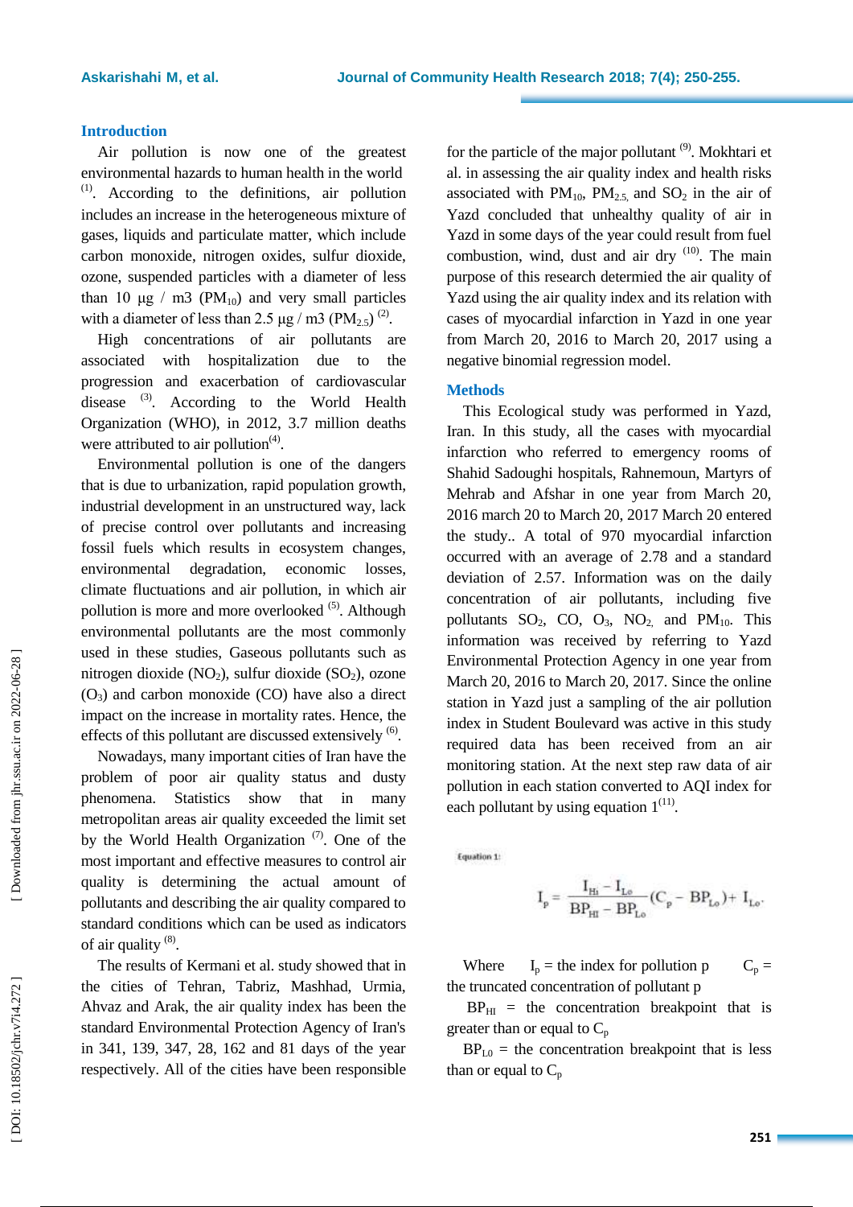## Introduction

Air pollution is now one of the greatest environmental hazards to human health in the world [1]. According to the definitions, air pollution includes an increase in the heterogeneous mixture of gases, liquids and particulate matter, which include carbon monoxide, nitrogen oxides, sulfur dioxide, ozone, suspended particles with a diameter of less than 10 µg / m3 ($PM_{10}$) and very small particles with a diameter of less than 2.5 µg / m3 ($PM_{2.5}$) [2].

High concentrations of air pollutants are associated with hospitalization due to the progression and exacerbation of cardiovascular disease [3]. According to the World Health Organization (WHO), in 2012, 3.7 million deaths were attributed to air pollution[4].

Environmental pollution is one of the dangers that is due to urbanization, rapid population growth, industrial development in an unstructured way, lack of precise control over pollutants and increasing fossil fuels which results in ecosystem changes, environmental degradation, economic losses, climate fluctuations and air pollution, in which air pollution is more and more overlooked [5]. Although environmental pollutants are the most commonly used in these studies, Gaseous pollutants such as nitrogen dioxide ($NO_2$), sulfur dioxide ($SO_2$), ozone ($O_3$) and carbon monoxide (CO) have also a direct impact on the increase in mortality rates. Hence, the effects of this pollutant are discussed extensively [6].

Nowadays, many important cities of Iran have the problem of poor air quality status and dusty phenomena. Statistics show that in many metropolitan areas air quality exceeded the limit set by the World Health Organization [7]. One of the most important and effective measures to control air quality is determining the actual amount of pollutants and describing the air quality compared to standard conditions which can be used as indicators of air quality [8].

The results of Kermani et al. study showed that in the cities of Tehran, Tabriz, Mashhad, Urmia, Ahvaz and Arak, the air quality index has been the standard Environmental Protection Agency of Iran's in 341, 139, 347, 28, 162 and 81 days of the year respectively. All of the cities have been responsible for the particle of the major pollutant [9]. Mokhtari et al. in assessing the air quality index and health risks associated with $PM_{10}$, $PM_{2.5,}$ and $SO_2$ in the air of Yazd concluded that unhealthy quality of air in Yazd in some days of the year could result from fuel combustion, wind, dust and air dry [10]. The main purpose of this research determied the air quality of Yazd using the air quality index and its relation with cases of myocardial infarction in Yazd in one year from March 20, 2016 to March 20, 2017 using a negative binomial regression model.

## Methods

This Ecological study was performed in Yazd, Iran. In this study, all the cases with myocardial infarction who referred to emergency rooms of Shahid Sadoughi hospitals, Rahnemoun, Martyrs of Mehrab and Afshar in one year from March 20, 2016 march 20 to March 20, 2017 March 20 entered the study.. A total of 970 myocardial infarction occurred with an average of 2.78 and a standard deviation of 2.57. Information was on the daily concentration of air pollutants, including five pollutants $SO_2$, CO, $O_3$, $NO_{2,}$ and $PM_{10}$. This information was received by referring to Yazd Environmental Protection Agency in one year from March 20, 2016 to March 20, 2017. Since the online station in Yazd just a sampling of the air pollution index in Student Boulevard was active in this study required data has been received from an air monitoring station. At the next step raw data of air pollution in each station converted to AQI index for each pollutant by using equation 1[11].

Equation 1:

$$I_p = \frac{I_{Hi} - I_{Lo}}{BP_{HI} - BP_{Lo}}(C_p - BP_{Lo}) + I_{Lo}.$$

Where $I_p$ = the index for pollution p $C_p$ = the truncated concentration of pollutant p

$BP_{HI}$ = the concentration breakpoint that is greater than or equal to $C_p$

$BP_{L0}$ = the concentration breakpoint that is less than or equal to $C_p$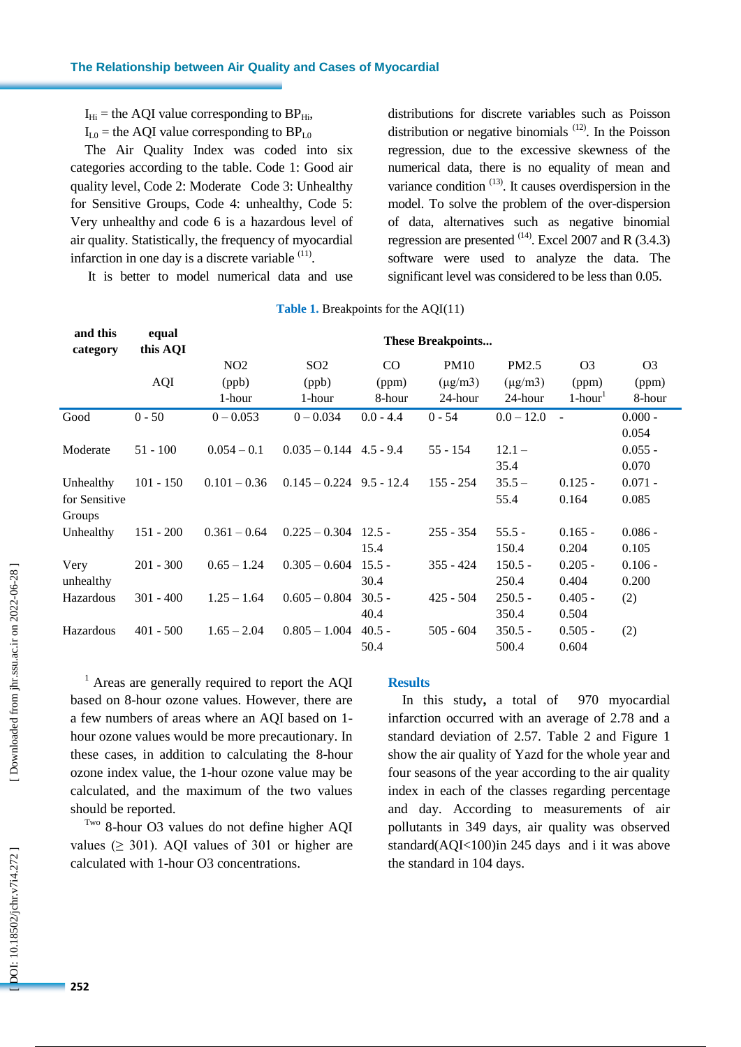$I_{Hi}$ = the AQI value corresponding to $BP_{Hi}$,

$I_{Lo}$ = the AQI value corresponding to $BP_{Lo}$

The Air Quality Index was coded into six categories according to the table. Code 1: Good air quality level, Code 2: Moderate Code 3: Unhealthy for Sensitive Groups, Code 4: unhealthy, Code 5: Very unhealthy and code 6 is a hazardous level of air quality. Statistically, the frequency of myocardial infarction in one day is a discrete variable [11].

It is better to model numerical data and use distributions for discrete variables such as Poisson distribution or negative binomials [12]. In the Poisson regression, due to the excessive skewness of the numerical data, there is no equality of mean and variance condition [13]. It causes overdispersion in the model. To solve the problem of the over-dispersion of data, alternatives such as negative binomial regression are presented [14]. Excel 2007 and R (3.4.3) software were used to analyze the data. The significant level was considered to be less than 0.05.

**Table 1.** Breakpoints for the AQI(11)

| and this category | equal this AQI | These Breakpoints... | | | | | | |
|---|---|---|---|---|---|---|---|---|
| | AQI | NO2 (ppb) 1-hour | SO2 (ppb) 1-hour | CO (ppm) 8-hour | PM10 (µg/m3) 24-hour | PM2.5 (µg/m3) 24-hour | O3 (ppm) 1-hour[1] | O3 (ppm) 8-hour |
| Good | 0 - 50 | 0 – 0.053 | 0 – 0.034 | 0.0 - 4.4 | 0 - 54 | 0.0 – 12.0 | - | 0.000 - 0.054 |
| Moderate | 51 - 100 | 0.054 – 0.1 | 0.035 – 0.144 | 4.5 - 9.4 | 55 - 154 | 12.1 – 35.4 | | 0.055 - 0.070 |
| Unhealthy for Sensitive Groups | 101 - 150 | 0.101 – 0.36 | 0.145 – 0.224 | 9.5 - 12.4 | 155 - 254 | 35.5 – 55.4 | 0.125 - 0.164 | 0.071 - 0.085 |
| Unhealthy | 151 - 200 | 0.361 – 0.64 | 0.225 – 0.304 | 12.5 - 15.4 | 255 - 354 | 55.5 - 150.4 | 0.165 - 0.204 | 0.086 - 0.105 |
| Very unhealthy | 201 - 300 | 0.65 – 1.24 | 0.305 – 0.604 | 15.5 - 30.4 | 355 - 424 | 150.5 - 250.4 | 0.205 - 0.404 | 0.106 - 0.200 |
| Hazardous | 301 - 400 | 1.25 – 1.64 | 0.605 – 0.804 | 30.5 - 40.4 | 425 - 504 | 250.5 - 350.4 | 0.405 - 0.504 | (2) |
| Hazardous | 401 - 500 | 1.65 – 2.04 | 0.805 – 1.004 | 40.5 - 50.4 | 505 - 604 | 350.5 - 500.4 | 0.505 - 0.604 | (2) |

[1] Areas are generally required to report the AQI based on 8-hour ozone values. However, there are a few numbers of areas where an AQI based on 1-hour ozone values would be more precautionary. In these cases, in addition to calculating the 8-hour ozone index value, the 1-hour ozone value may be calculated, and the maximum of the two values should be reported.

[Two] 8-hour O3 values do not define higher AQI values (≥ 301). AQI values of 301 or higher are calculated with 1-hour O3 concentrations.

## Results

In this study**,** a total of 970 myocardial infarction occurred with an average of 2.78 and a standard deviation of 2.57. Table 2 and Figure 1 show the air quality of Yazd for the whole year and four seasons of the year according to the air quality index in each of the classes regarding percentage and day. According to measurements of air pollutants in 349 days, air quality was observed standard(AQI<100)in 245 days and i it was above the standard in 104 days.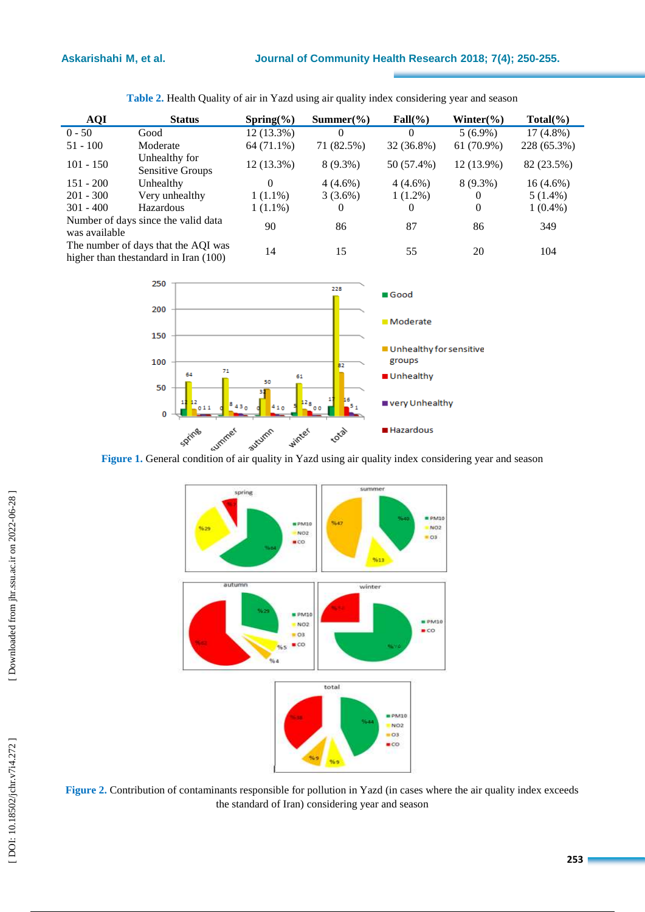**Table 2.** Health Quality of air in Yazd using air quality index considering year and season

| AQI | Status | Spring(%) | Summer(%) | Fall(%) | Winter(%) | Total(%) |
|---|---|---|---|---|---|---|
| 0 - 50 | Good | 12 (13.3%) | 0 | 0 | 5 (6.9%) | 17 (4.8%) |
| 51 - 100 | Moderate | 64 (71.1%) | 71 (82.5%) | 32 (36.8%) | 61 (70.9%) | 228 (65.3%) |
| 101 - 150 | Unhealthy for Sensitive Groups | 12 (13.3%) | 8 (9.3%) | 50 (57.4%) | 12 (13.9%) | 82 (23.5%) |
| 151 - 200 | Unhealthy | 0 | 4 (4.6%) | 4 (4.6%) | 8 (9.3%) | 16 (4.6%) |
| 201 - 300 | Very unhealthy | 1 (1.1%) | 3 (3.6%) | 1 (1.2%) | 0 | 5 (1.4%) |
| 301 - 400 | Hazardous | 1 (1.1%) | 0 | 0 | 0 | 1 (0.4%) |
| Number of days since the valid data was available | | 90 | 86 | 87 | 86 | 349 |
| The number of days that the AQI was higher than thestandard in Iran (100) | | 14 | 15 | 55 | 20 | 104 |

**Figure 1.** General condition of air quality in Yazd using air quality index considering year and season

**Figure 2.** Contribution of contaminants responsible for pollution in Yazd (in cases where the air quality index exceeds the standard of Iran) considering year and season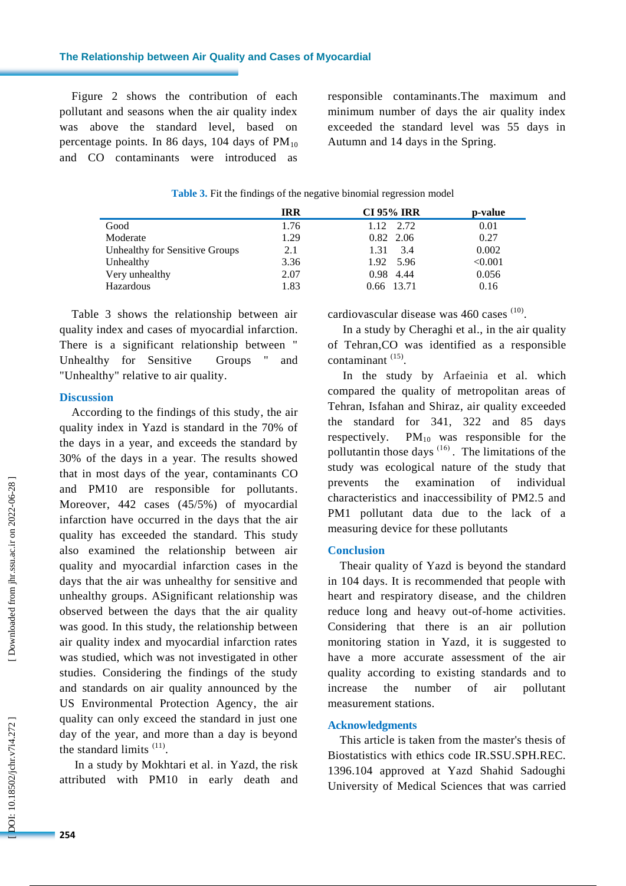Figure 2 shows the contribution of each pollutant and seasons when the air quality index was above the standard level, based on percentage points. In 86 days, 104 days of $PM_{10}$ and CO contaminants were introduced as responsible contaminants.The maximum and minimum number of days the air quality index exceeded the standard level was 55 days in Autumn and 14 days in the Spring.

**Table 3.** Fit the findings of the negative binomial regression model

| | IRR | CI 95% IRR | p-value |
|---|---|---|---|
| Good | 1.76 | 1.12 2.72 | 0.01 |
| Moderate | 1.29 | 0.82 2.06 | 0.27 |
| Unhealthy for Sensitive Groups | 2.1 | 1.31 3.4 | 0.002 |
| Unhealthy | 3.36 | 1.92 5.96 | <0.001 |
| Very unhealthy | 2.07 | 0.98 4.44 | 0.056 |
| Hazardous | 1.83 | 0.66 13.71 | 0.16 |

Table 3 shows the relationship between air quality index and cases of myocardial infarction. There is a significant relationship between " Unhealthy for Sensitive Groups " and "Unhealthy" relative to air quality.

## Discussion

According to the findings of this study, the air quality index in Yazd is standard in the 70% of the days in a year, and exceeds the standard by 30% of the days in a year. The results showed that in most days of the year, contaminants CO and PM10 are responsible for pollutants. Moreover, 442 cases (45/5%) of myocardial infarction have occurred in the days that the air quality has exceeded the standard. This study also examined the relationship between air quality and myocardial infarction cases in the days that the air was unhealthy for sensitive and unhealthy groups. ASignificant relationship was observed between the days that the air quality was good. In this study, the relationship between air quality index and myocardial infarction rates was studied, which was not investigated in other studies. Considering the findings of the study and standards on air quality announced by the US Environmental Protection Agency, the air quality can only exceed the standard in just one day of the year, and more than a day is beyond the standard limits [11].

In a study by Mokhtari et al. in Yazd, the risk attributed with PM10 in early death and cardiovascular disease was 460 cases [10].

In a study by Cheraghi et al., in the air quality of Tehran,CO was identified as a responsible contaminant [15].

In the study by Arfaeinia et al. which compared the quality of metropolitan areas of Tehran, Isfahan and Shiraz, air quality exceeded the standard for 341, 322 and 85 days respectively. $PM_{10}$ was responsible for the pollutantin those days [16]. The limitations of the study was ecological nature of the study that prevents the examination of individual characteristics and inaccessibility of PM2.5 and PM1 pollutant data due to the lack of a measuring device for these pollutants

## Conclusion

Theair quality of Yazd is beyond the standard in 104 days. It is recommended that people with heart and respiratory disease, and the children reduce long and heavy out-of-home activities. Considering that there is an air pollution monitoring station in Yazd, it is suggested to have a more accurate assessment of the air quality according to existing standards and to increase the number of air pollutant measurement stations.

## Acknowledgments

This article is taken from the master's thesis of Biostatistics with ethics code IR.SSU.SPH.REC. 1396.104 approved at Yazd Shahid Sadoughi University of Medical Sciences that was carried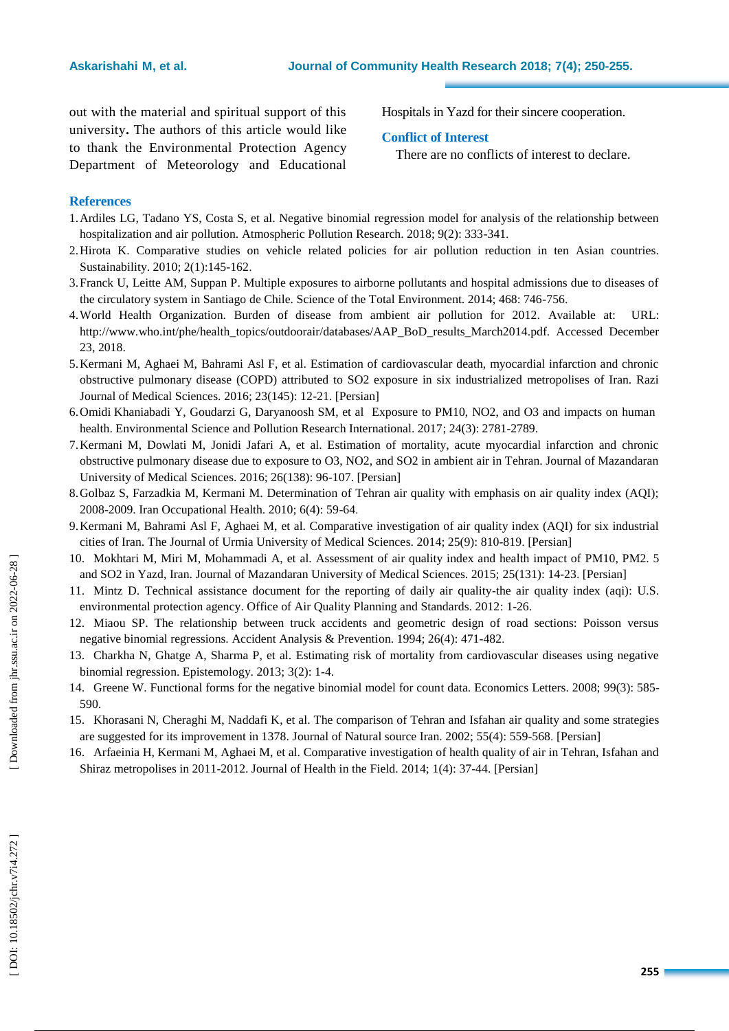out with the material and spiritual support of this university**.** The authors of this article would like to thank the Environmental Protection Agency Department of Meteorology and Educational Hospitals in Yazd for their sincere cooperation.

## Conflict of Interest

There are no conflicts of interest to declare.

## References

1. Ardiles LG, Tadano YS, Costa S, et al. Negative binomial regression model for analysis of the relationship between hospitalization and air pollution. Atmospheric Pollution Research. 2018; 9(2): 333-341.
2. Hirota K. Comparative studies on vehicle related policies for air pollution reduction in ten Asian countries. Sustainability. 2010; 2(1):145-162.
3. Franck U, Leitte AM, Suppan P. Multiple exposures to airborne pollutants and hospital admissions due to diseases of the circulatory system in Santiago de Chile. Science of the Total Environment. 2014; 468: 746-756.
4. World Health Organization. Burden of disease from ambient air pollution for 2012. Available at: URL: http://www.who.int/phe/health_topics/outdoorair/databases/AAP_BoD_results_March2014.pdf. Accessed December 23, 2018.
5. Kermani M, Aghaei M, Bahrami Asl F, et al. Estimation of cardiovascular death, myocardial infarction and chronic obstructive pulmonary disease (COPD) attributed to SO2 exposure in six industrialized metropolises of Iran. Razi Journal of Medical Sciences. 2016; 23(145): 12-21. [Persian]
6. Omidi Khaniabadi Y, Goudarzi G, Daryanoosh SM, et al Exposure to PM10, NO2, and O3 and impacts on human health. Environmental Science and Pollution Research International. 2017; 24(3): 2781-2789.
7. Kermani M, Dowlati M, Jonidi Jafari A, et al. Estimation of mortality, acute myocardial infarction and chronic obstructive pulmonary disease due to exposure to O3, NO2, and SO2 in ambient air in Tehran. Journal of Mazandaran University of Medical Sciences. 2016; 26(138): 96-107. [Persian]
8. Golbaz S, Farzadkia M, Kermani M. Determination of Tehran air quality with emphasis on air quality index (AQI); 2008-2009. Iran Occupational Health. 2010; 6(4): 59-64.
9. Kermani M, Bahrami Asl F, Aghaei M, et al. Comparative investigation of air quality index (AQI) for six industrial cities of Iran. The Journal of Urmia University of Medical Sciences. 2014; 25(9): 810-819. [Persian]
10. Mokhtari M, Miri M, Mohammadi A, et al. Assessment of air quality index and health impact of PM10, PM2. 5 and SO2 in Yazd, Iran. Journal of Mazandaran University of Medical Sciences. 2015; 25(131): 14-23. [Persian]
11. Mintz D. Technical assistance document for the reporting of daily air quality-the air quality index (aqi): U.S. environmental protection agency. Office of Air Quality Planning and Standards. 2012: 1-26.
12. Miaou SP. The relationship between truck accidents and geometric design of road sections: Poisson versus negative binomial regressions. Accident Analysis & Prevention. 1994; 26(4): 471-482.
13. Charkha N, Ghatge A, Sharma P, et al. Estimating risk of mortality from cardiovascular diseases using negative binomial regression. Epistemology. 2013; 3(2): 1-4.
14. Greene W. Functional forms for the negative binomial model for count data. Economics Letters. 2008; 99(3): 585-590.
15. Khorasani N, Cheraghi M, Naddafi K, et al. The comparison of Tehran and Isfahan air quality and some strategies are suggested for its improvement in 1378. Journal of Natural source Iran. 2002; 55(4): 559-568. [Persian]
16. Arfaeinia H, Kermani M, Aghaei M, et al. Comparative investigation of health quality of air in Tehran, Isfahan and Shiraz metropolises in 2011-2012. Journal of Health in the Field. 2014; 1(4): 37-44. [Persian]